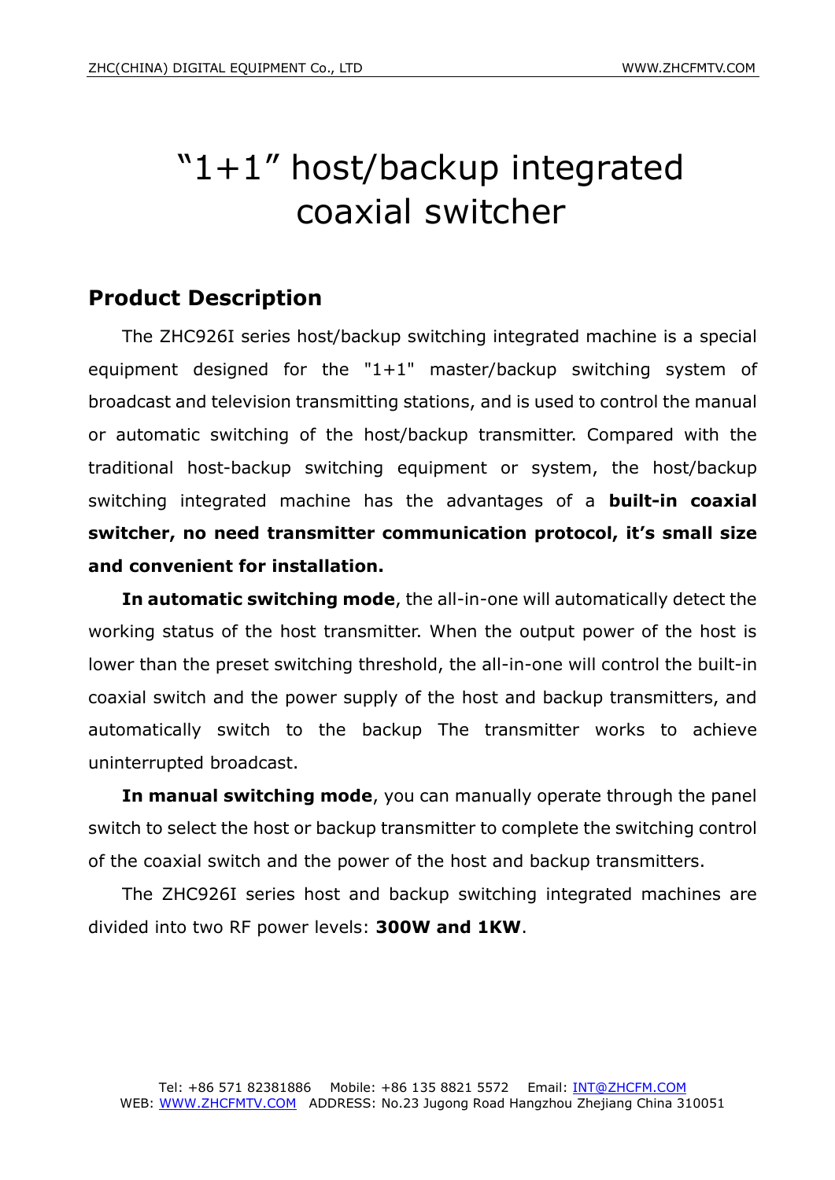# “1+1” host/backup integrated coaxial switcher

## Product Description

The ZHC926I series host/backup switching integrated machine is a special equipment designed for the "1+1" master/backup switching system of broadcast and television transmitting stations, and is used to control the manual or automatic switching of the host/backup transmitter. Compared with the traditional host-backup switching equipment or system, the host/backup switching integrated machine has the advantages of a **built-in coaxial switcher, no need transmitter communication protocol, it’s small size and convenient for installation.**

**In automatic switching mode**, the all-in-one will automatically detect the working status of the host transmitter. When the output power of the host is lower than the preset switching threshold, the all-in-one will control the built-in coaxial switch and the power supply of the host and backup transmitters, and automatically switch to the backup The transmitter works to achieve uninterrupted broadcast.

**In manual switching mode**, you can manually operate through the panel switch to select the host or backup transmitter to complete the switching control of the coaxial switch and the power of the host and backup transmitters.

The ZHC926I series host and backup switching integrated machines are divided into two RF power levels: **300W and 1KW**.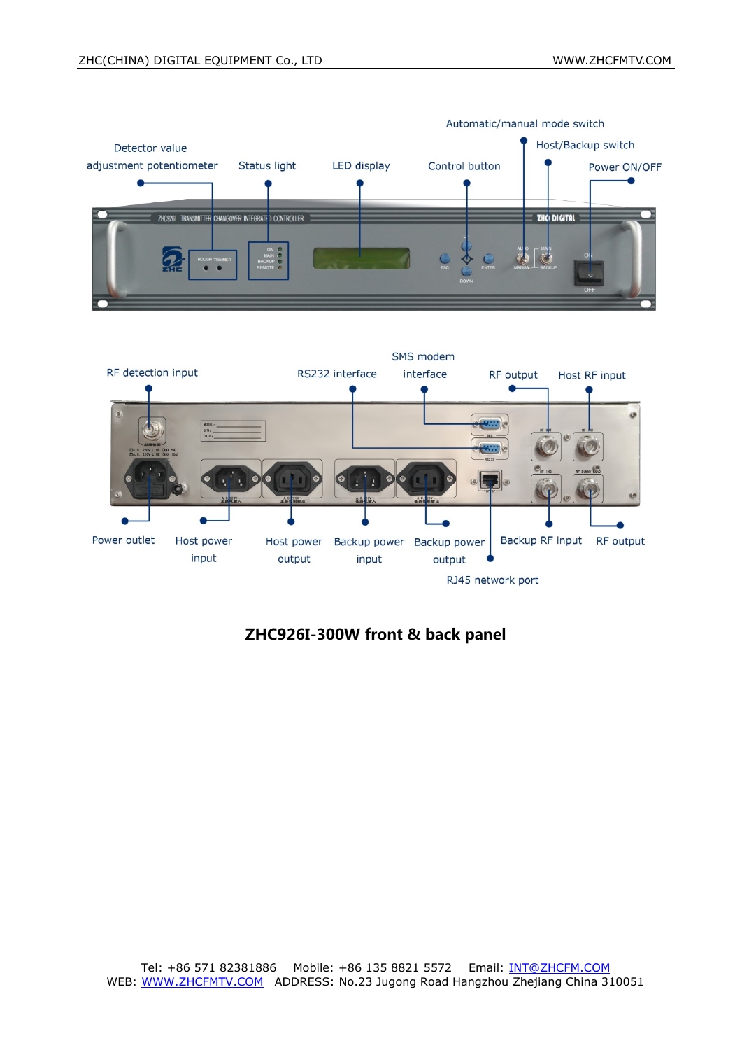Automatic/manual mode switch

Detector value adjustment potentiometer

Status light

LED display

Control button

Host/Backup switch

Power ON/OFF

RF detection input

RS232 interface

SMS modem interface

RF output

Host RF input

Power outlet

Host power input

Host power output

Backup power input

Backup power output

Backup RF input

RF output

RJ45 network port

**ZHC926I-300W front & back panel**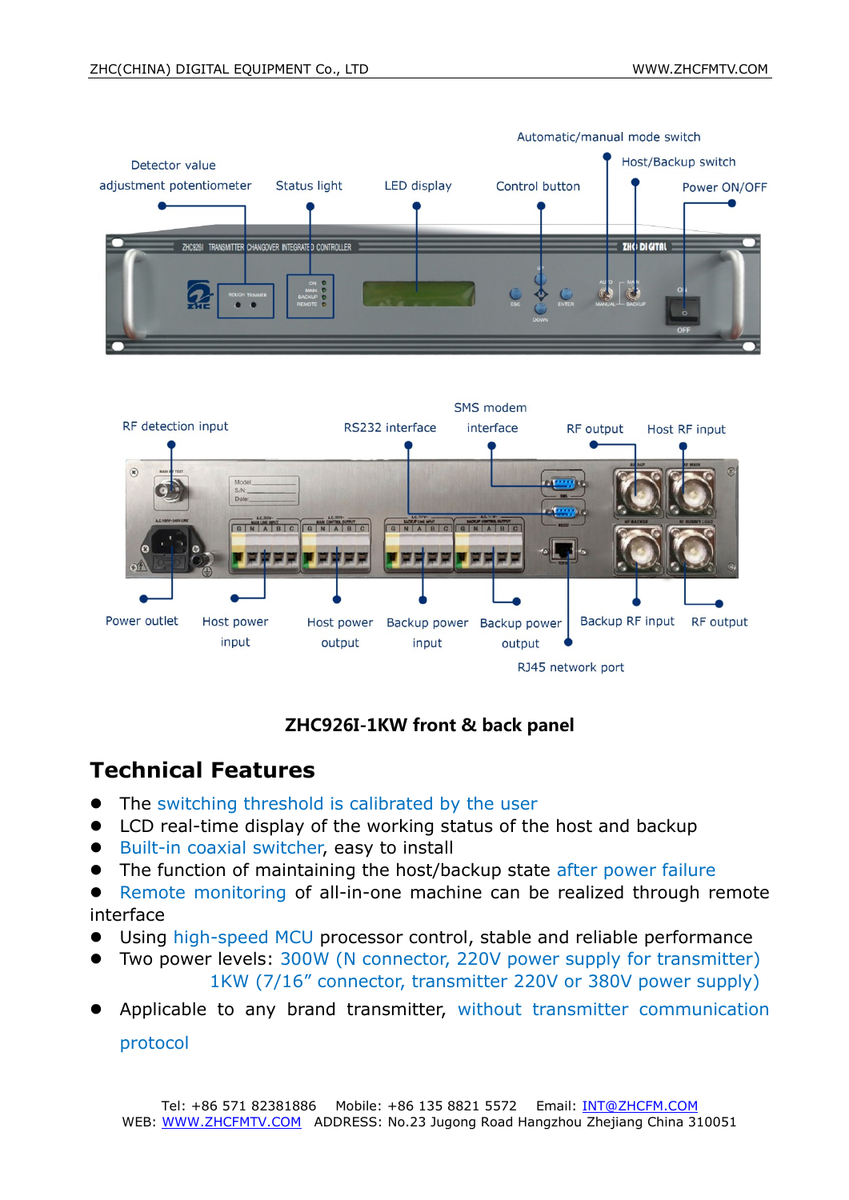**ZHC926I-1KW front & back panel**

## Technical Features

- The switching threshold is calibrated by the user
- LCD real-time display of the working status of the host and backup
- Built-in coaxial switcher, easy to install
- The function of maintaining the host/backup state after power failure
- Remote monitoring of all-in-one machine can be realized through remote interface
- Using high-speed MCU processor control, stable and reliable performance
- Two power levels: 300W (N connector, 220V power supply for transmitter)
  1KW (7/16” connector, transmitter 220V or 380V power supply)
- Applicable to any brand transmitter, without transmitter communication protocol

Tel: +86 571 82381886 Mobile: +86 135 8821 5572 Email: INT@ZHCFM.COM
WEB: WWW.ZHCFMTV.COM ADDRESS: No.23 Jugong Road Hangzhou Zhejiang China 310051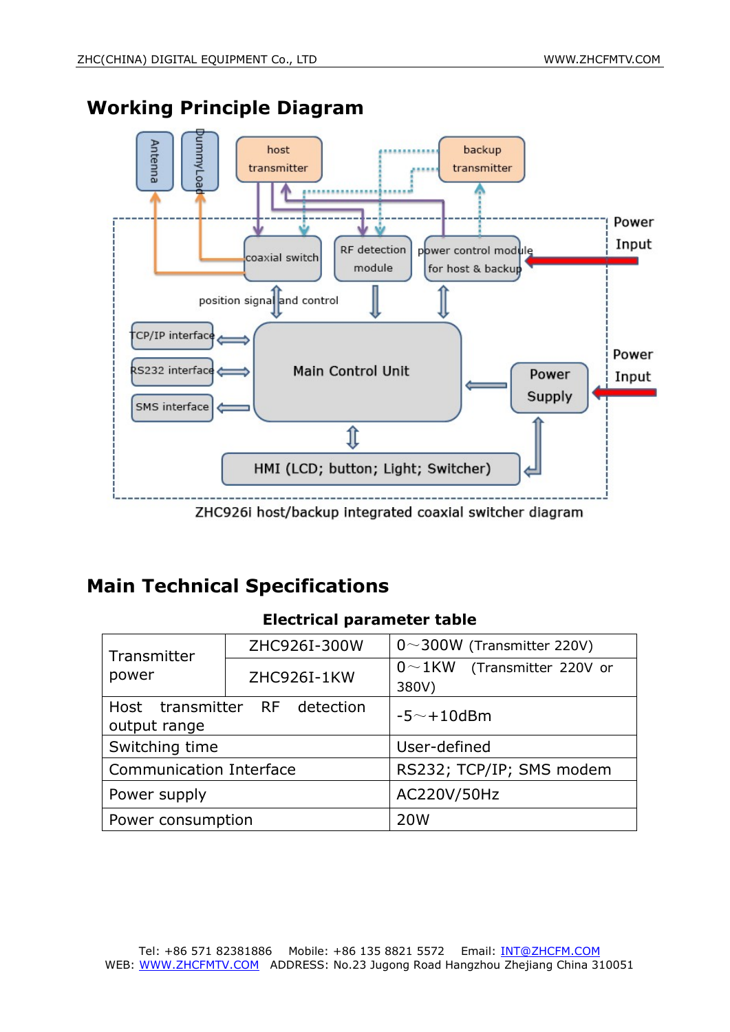# Working Principle Diagram

ZHC926i host/backup integrated coaxial switcher diagram

# Main Technical Specifications

**Electrical parameter table**

| Transmitter power | ZHC926I-300W | 0～300W (Transmitter 220V) |
|---|---|---|
| | ZHC926I-1KW | 0～1KW (Transmitter 220V or 380V) |
| Host transmitter RF detection output range | | -5～+10dBm |
| Switching time | | User-defined |
| Communication Interface | | RS232; TCP/IP; SMS modem |
| Power supply | | AC220V/50Hz |
| Power consumption | | 20W |

Tel: +86 571 82381886 Mobile: +86 135 8821 5572 Email: INT@ZHCFM.COM
WEB: WWW.ZHCFMTV.COM ADDRESS: No.23 Jugong Road Hangzhou Zhejiang China 310051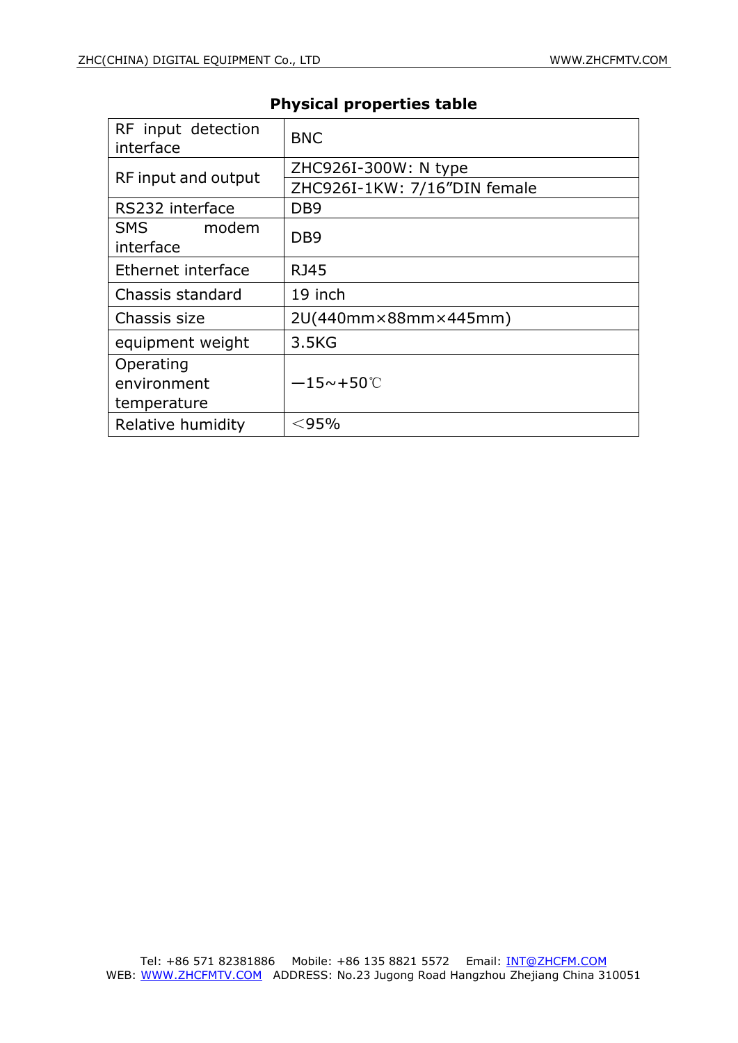**Physical properties table**

| | |
|---|---|
| RF input detection interface | BNC |
| RF input and output | ZHC926I-300W: N type |
| | ZHC926I-1KW: 7/16"DIN female |
| RS232 interface | DB9 |
| SMS modem interface | DB9 |
| Ethernet interface | RJ45 |
| Chassis standard | 19 inch |
| Chassis size | 2U(440mm×88mm×445mm) |
| equipment weight | 3.5KG |
| Operating environment temperature | —15~+50℃ |
| Relative humidity | ＜95% |

Tel: +86 571 82381886 Mobile: +86 135 8821 5572 Email: INT@ZHCFM.COM
WEB: WWW.ZHCFMTV.COM ADDRESS: No.23 Jugong Road Hangzhou Zhejiang China 310051